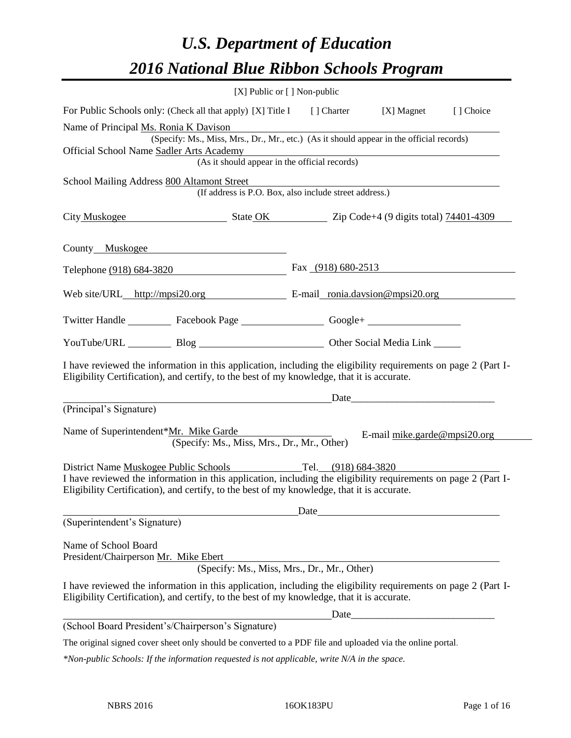# *U.S. Department of Education*

# *2016 National Blue Ribbon Schools Program*

[X] Public or [ ] Non-public

For Public Schools only: (Check all that apply) [X] Title I [ ] Charter [X] Magnet [ ] Choice

Name of Principal Ms. Ronia K Davison
(Specify: Ms., Miss, Mrs., Dr., Mr., etc.) (As it should appear in the official records)

Official School Name Sadler Arts Academy
(As it should appear in the official records)

School Mailing Address 800 Altamont Street
(If address is P.O. Box, also include street address.)

City Muskogee State OK Zip Code+4 (9 digits total) 74401-4309

County Muskogee

Telephone (918) 684-3820 Fax (918) 680-2513

Web site/URL http://mpsi20.org E-mail ronia.davsion@mpsi20.org

Twitter Handle ________ Facebook Page ________ Google+ ________

YouTube/URL ________ Blog ________ Other Social Media Link ________

I have reviewed the information in this application, including the eligibility requirements on page 2 (Part I-Eligibility Certification), and certify, to the best of my knowledge, that it is accurate.

_____________________________ Date_____________________
(Principal's Signature)

Name of Superintendent*Mr. Mike Garde E-mail mike.garde@mpsi20.org
(Specify: Ms., Miss, Mrs., Dr., Mr., Other)

District Name Muskogee Public Schools Tel. (918) 684-3820

I have reviewed the information in this application, including the eligibility requirements on page 2 (Part I-Eligibility Certification), and certify, to the best of my knowledge, that it is accurate.

_____________________________ Date_____________________
(Superintendent's Signature)

Name of School Board
President/Chairperson Mr. Mike Ebert
(Specify: Ms., Miss, Mrs., Dr., Mr., Other)

I have reviewed the information in this application, including the eligibility requirements on page 2 (Part I-Eligibility Certification), and certify, to the best of my knowledge, that it is accurate.

_____________________________ Date_____________________
(School Board President's/Chairperson's Signature)

The original signed cover sheet only should be converted to a PDF file and uploaded via the online portal.

*\*Non-public Schools: If the information requested is not applicable, write N/A in the space.*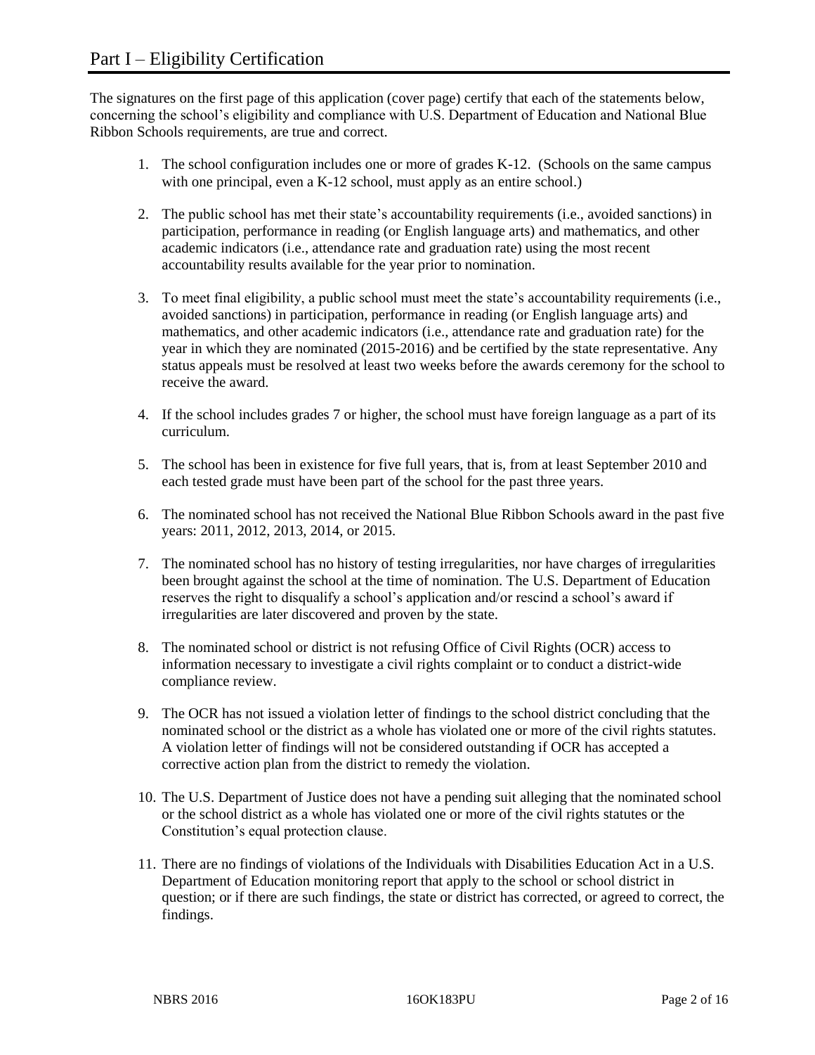# Part I – Eligibility Certification

The signatures on the first page of this application (cover page) certify that each of the statements below, concerning the school's eligibility and compliance with U.S. Department of Education and National Blue Ribbon Schools requirements, are true and correct.

1. The school configuration includes one or more of grades K-12. (Schools on the same campus with one principal, even a K-12 school, must apply as an entire school.)

2. The public school has met their state's accountability requirements (i.e., avoided sanctions) in participation, performance in reading (or English language arts) and mathematics, and other academic indicators (i.e., attendance rate and graduation rate) using the most recent accountability results available for the year prior to nomination.

3. To meet final eligibility, a public school must meet the state's accountability requirements (i.e., avoided sanctions) in participation, performance in reading (or English language arts) and mathematics, and other academic indicators (i.e., attendance rate and graduation rate) for the year in which they are nominated (2015-2016) and be certified by the state representative. Any status appeals must be resolved at least two weeks before the awards ceremony for the school to receive the award.

4. If the school includes grades 7 or higher, the school must have foreign language as a part of its curriculum.

5. The school has been in existence for five full years, that is, from at least September 2010 and each tested grade must have been part of the school for the past three years.

6. The nominated school has not received the National Blue Ribbon Schools award in the past five years: 2011, 2012, 2013, 2014, or 2015.

7. The nominated school has no history of testing irregularities, nor have charges of irregularities been brought against the school at the time of nomination. The U.S. Department of Education reserves the right to disqualify a school's application and/or rescind a school's award if irregularities are later discovered and proven by the state.

8. The nominated school or district is not refusing Office of Civil Rights (OCR) access to information necessary to investigate a civil rights complaint or to conduct a district-wide compliance review.

9. The OCR has not issued a violation letter of findings to the school district concluding that the nominated school or the district as a whole has violated one or more of the civil rights statutes. A violation letter of findings will not be considered outstanding if OCR has accepted a corrective action plan from the district to remedy the violation.

10. The U.S. Department of Justice does not have a pending suit alleging that the nominated school or the school district as a whole has violated one or more of the civil rights statutes or the Constitution's equal protection clause.

11. There are no findings of violations of the Individuals with Disabilities Education Act in a U.S. Department of Education monitoring report that apply to the school or school district in question; or if there are such findings, the state or district has corrected, or agreed to correct, the findings.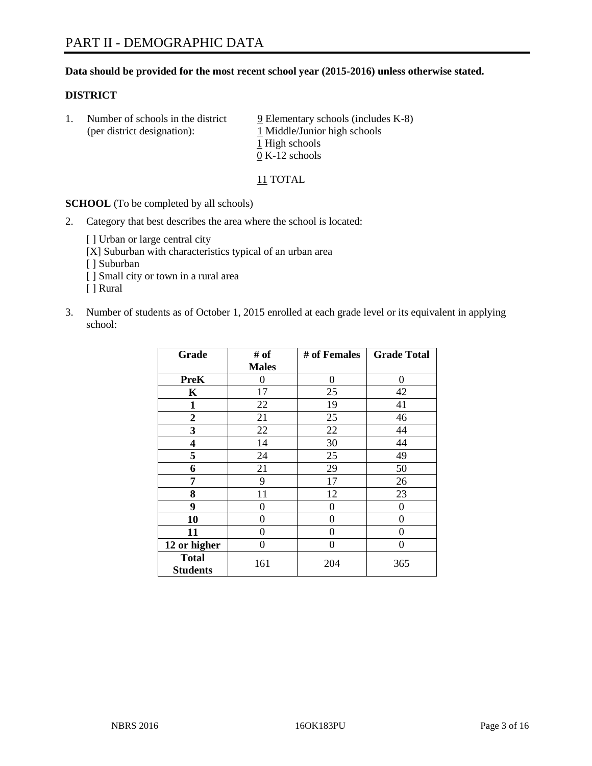# PART II - DEMOGRAPHIC DATA

**Data should be provided for the most recent school year (2015-2016) unless otherwise stated.**

**DISTRICT**

1. Number of schools in the district (per district designation):
   - 9 Elementary schools (includes K-8)
   - 1 Middle/Junior high schools
   - 1 High schools
   - 0 K-12 schools

   11 TOTAL

**SCHOOL** (To be completed by all schools)

2. Category that best describes the area where the school is located:

   [ ] Urban or large central city
   [X] Suburban with characteristics typical of an urban area
   [ ] Suburban
   [ ] Small city or town in a rural area
   [ ] Rural

3. Number of students as of October 1, 2015 enrolled at each grade level or its equivalent in applying school:

| Grade | # of Males | # of Females | Grade Total |
|---|---|---|---|
| **PreK** | 0 | 0 | 0 |
| **K** | 17 | 25 | 42 |
| **1** | 22 | 19 | 41 |
| **2** | 21 | 25 | 46 |
| **3** | 22 | 22 | 44 |
| **4** | 14 | 30 | 44 |
| **5** | 24 | 25 | 49 |
| **6** | 21 | 29 | 50 |
| **7** | 9 | 17 | 26 |
| **8** | 11 | 12 | 23 |
| **9** | 0 | 0 | 0 |
| **10** | 0 | 0 | 0 |
| **11** | 0 | 0 | 0 |
| **12 or higher** | 0 | 0 | 0 |
| **Total Students** | 161 | 204 | 365 |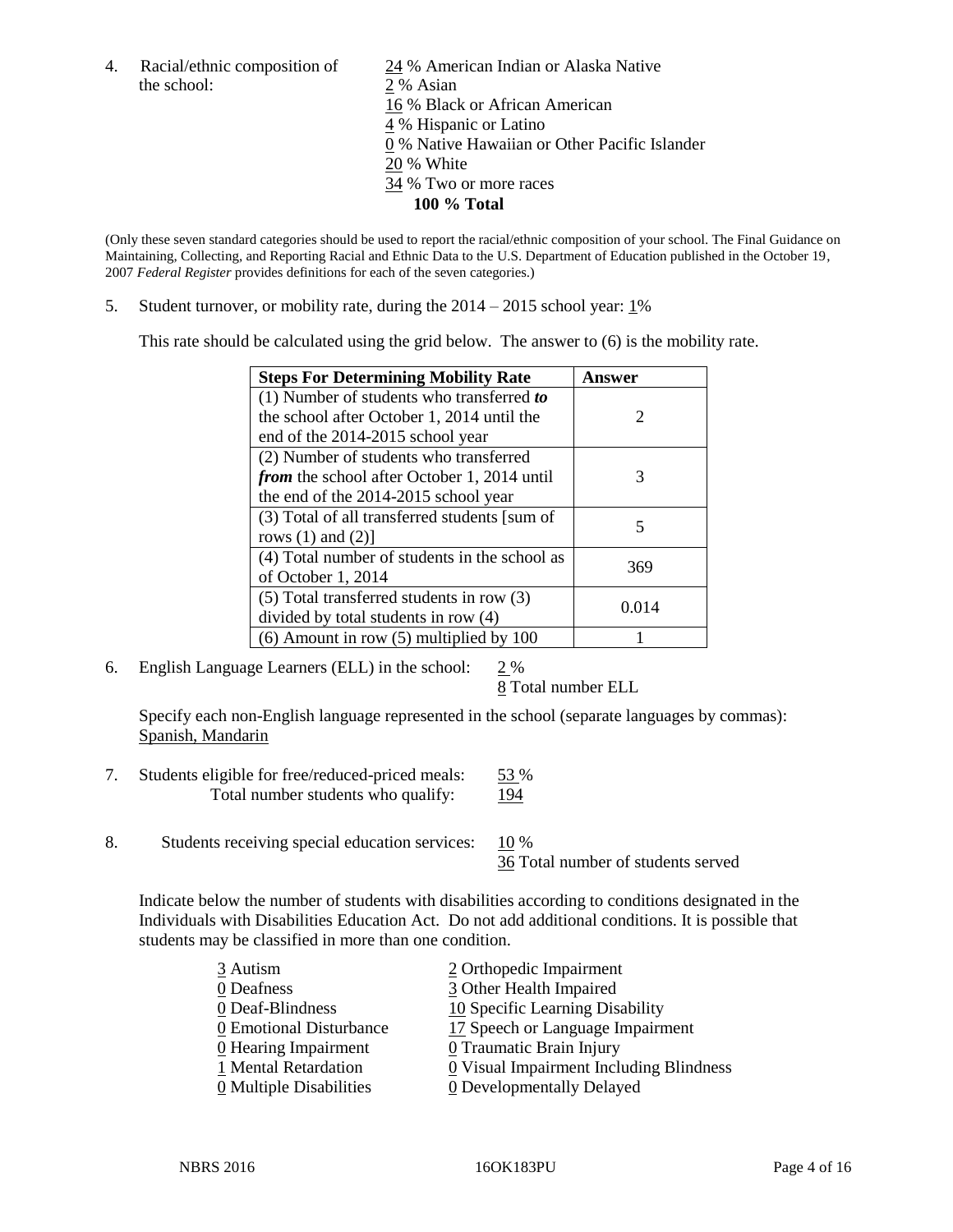4. Racial/ethnic composition of the school:

24 % American Indian or Alaska Native
2 % Asian
16 % Black or African American
4 % Hispanic or Latino
0 % Native Hawaiian or Other Pacific Islander
20 % White
34 % Two or more races
**100 % Total**

(Only these seven standard categories should be used to report the racial/ethnic composition of your school. The Final Guidance on Maintaining, Collecting, and Reporting Racial and Ethnic Data to the U.S. Department of Education published in the October 19, 2007 *Federal Register* provides definitions for each of the seven categories.)

5. Student turnover, or mobility rate, during the 2014 – 2015 school year: 1%

This rate should be calculated using the grid below. The answer to (6) is the mobility rate.

| Steps For Determining Mobility Rate | Answer |
|---|---|
| (1) Number of students who transferred ***to*** the school after October 1, 2014 until the end of the 2014-2015 school year | 2 |
| (2) Number of students who transferred ***from*** the school after October 1, 2014 until the end of the 2014-2015 school year | 3 |
| (3) Total of all transferred students [sum of rows (1) and (2)] | 5 |
| (4) Total number of students in the school as of October 1, 2014 | 369 |
| (5) Total transferred students in row (3) divided by total students in row (4) | 0.014 |
| (6) Amount in row (5) multiplied by 100 | 1 |

6. English Language Learners (ELL) in the school: 2 %
8 Total number ELL

Specify each non-English language represented in the school (separate languages by commas): Spanish, Mandarin

7. Students eligible for free/reduced-priced meals: 53 %
Total number students who qualify: 194

8. Students receiving special education services: 10 %
36 Total number of students served

Indicate below the number of students with disabilities according to conditions designated in the Individuals with Disabilities Education Act. Do not add additional conditions. It is possible that students may be classified in more than one condition.

3 Autism
0 Deafness
0 Deaf-Blindness
0 Emotional Disturbance
0 Hearing Impairment
1 Mental Retardation
0 Multiple Disabilities
2 Orthopedic Impairment
3 Other Health Impaired
10 Specific Learning Disability
17 Speech or Language Impairment
0 Traumatic Brain Injury
0 Visual Impairment Including Blindness
0 Developmentally Delayed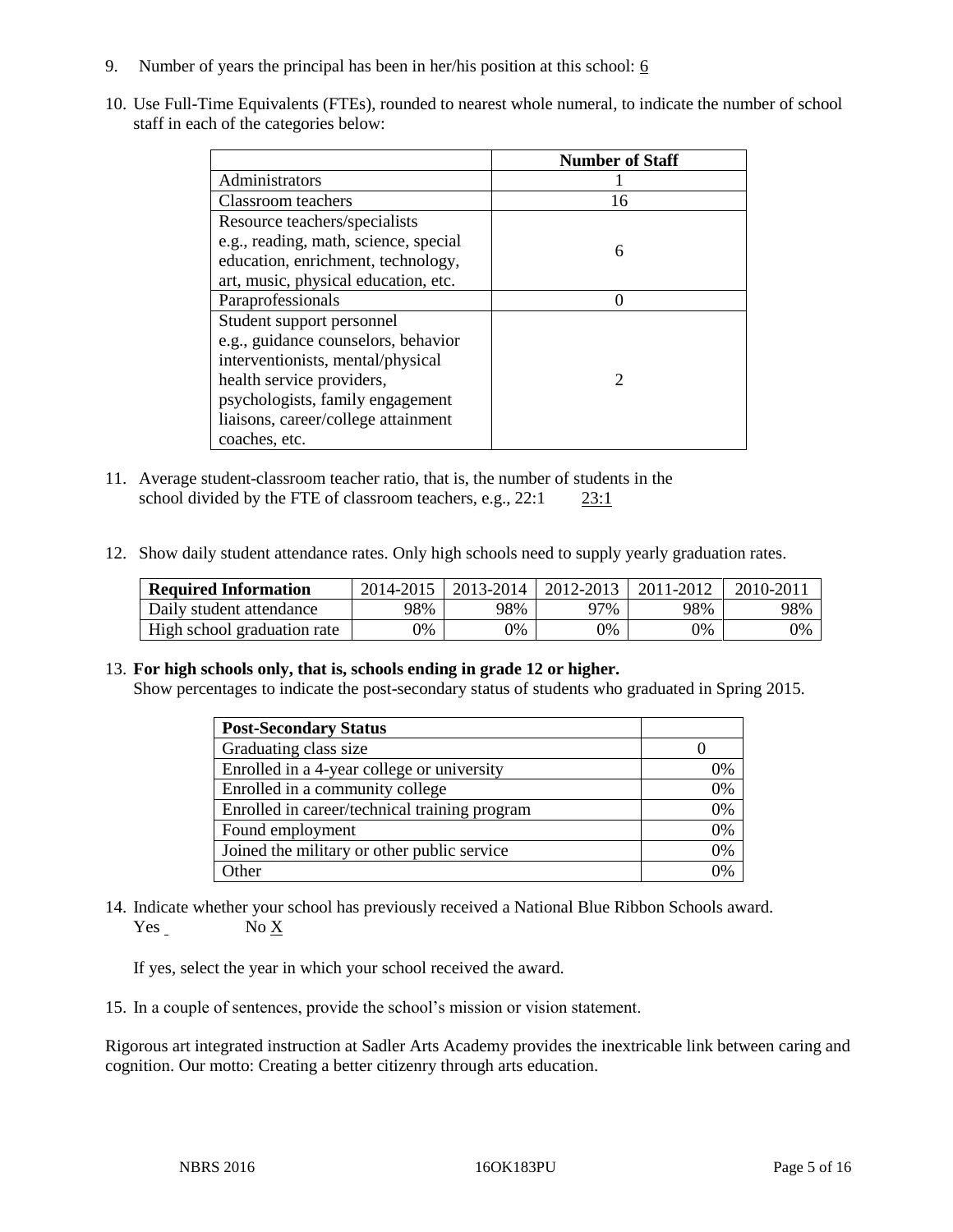9. Number of years the principal has been in her/his position at this school: 6

10. Use Full-Time Equivalents (FTEs), rounded to nearest whole numeral, to indicate the number of school staff in each of the categories below:

| | Number of Staff |
|---|---|
| Administrators | 1 |
| Classroom teachers | 16 |
| Resource teachers/specialists e.g., reading, math, science, special education, enrichment, technology, art, music, physical education, etc. | 6 |
| Paraprofessionals | 0 |
| Student support personnel e.g., guidance counselors, behavior interventionists, mental/physical health service providers, psychologists, family engagement liaisons, career/college attainment coaches, etc. | 2 |

11. Average student-classroom teacher ratio, that is, the number of students in the school divided by the FTE of classroom teachers, e.g., 22:1 23:1

12. Show daily student attendance rates. Only high schools need to supply yearly graduation rates.

| Required Information | 2014-2015 | 2013-2014 | 2012-2013 | 2011-2012 | 2010-2011 |
|---|---|---|---|---|---|
| Daily student attendance | 98% | 98% | 97% | 98% | 98% |
| High school graduation rate | 0% | 0% | 0% | 0% | 0% |

13. **For high schools only, that is, schools ending in grade 12 or higher.**
Show percentages to indicate the post-secondary status of students who graduated in Spring 2015.

| Post-Secondary Status | |
|---|---|
| Graduating class size | 0 |
| Enrolled in a 4-year college or university | 0% |
| Enrolled in a community college | 0% |
| Enrolled in career/technical training program | 0% |
| Found employment | 0% |
| Joined the military or other public service | 0% |
| Other | 0% |

14. Indicate whether your school has previously received a National Blue Ribbon Schools award.
Yes No X

If yes, select the year in which your school received the award.

15. In a couple of sentences, provide the school's mission or vision statement.

Rigorous art integrated instruction at Sadler Arts Academy provides the inextricable link between caring and cognition. Our motto: Creating a better citizenry through arts education.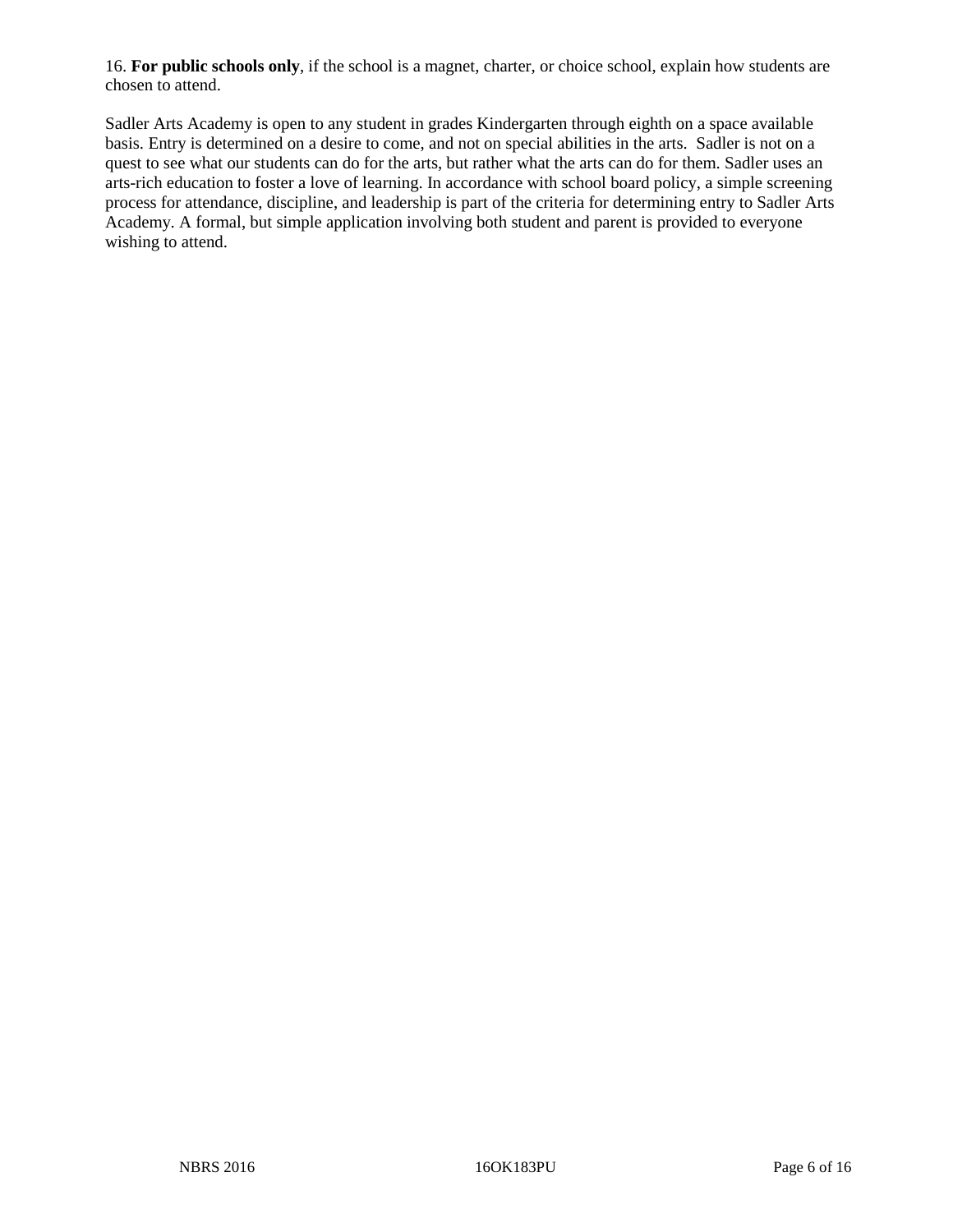16. **For public schools only**, if the school is a magnet, charter, or choice school, explain how students are chosen to attend.

Sadler Arts Academy is open to any student in grades Kindergarten through eighth on a space available basis. Entry is determined on a desire to come, and not on special abilities in the arts. Sadler is not on a quest to see what our students can do for the arts, but rather what the arts can do for them. Sadler uses an arts-rich education to foster a love of learning. In accordance with school board policy, a simple screening process for attendance, discipline, and leadership is part of the criteria for determining entry to Sadler Arts Academy. A formal, but simple application involving both student and parent is provided to everyone wishing to attend.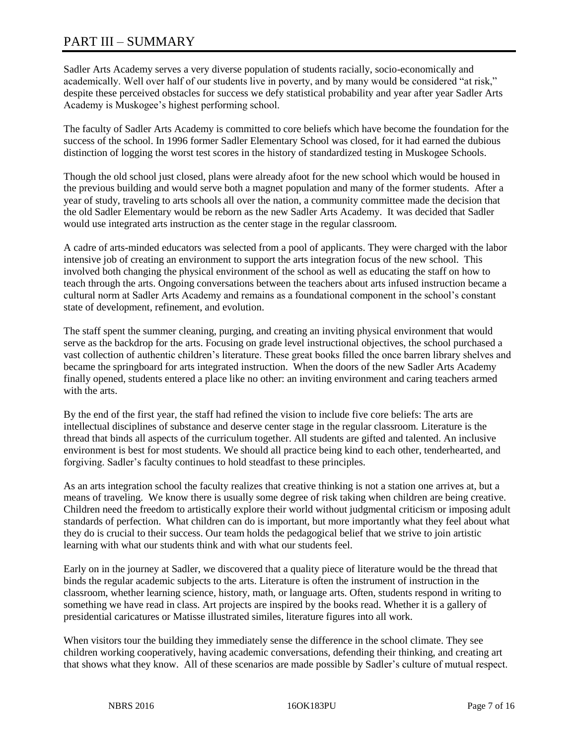# PART III – SUMMARY

Sadler Arts Academy serves a very diverse population of students racially, socio-economically and academically. Well over half of our students live in poverty, and by many would be considered "at risk," despite these perceived obstacles for success we defy statistical probability and year after year Sadler Arts Academy is Muskogee's highest performing school.

The faculty of Sadler Arts Academy is committed to core beliefs which have become the foundation for the success of the school. In 1996 former Sadler Elementary School was closed, for it had earned the dubious distinction of logging the worst test scores in the history of standardized testing in Muskogee Schools.

Though the old school just closed, plans were already afoot for the new school which would be housed in the previous building and would serve both a magnet population and many of the former students. After a year of study, traveling to arts schools all over the nation, a community committee made the decision that the old Sadler Elementary would be reborn as the new Sadler Arts Academy. It was decided that Sadler would use integrated arts instruction as the center stage in the regular classroom.

A cadre of arts-minded educators was selected from a pool of applicants. They were charged with the labor intensive job of creating an environment to support the arts integration focus of the new school. This involved both changing the physical environment of the school as well as educating the staff on how to teach through the arts. Ongoing conversations between the teachers about arts infused instruction became a cultural norm at Sadler Arts Academy and remains as a foundational component in the school's constant state of development, refinement, and evolution.

The staff spent the summer cleaning, purging, and creating an inviting physical environment that would serve as the backdrop for the arts. Focusing on grade level instructional objectives, the school purchased a vast collection of authentic children's literature. These great books filled the once barren library shelves and became the springboard for arts integrated instruction. When the doors of the new Sadler Arts Academy finally opened, students entered a place like no other: an inviting environment and caring teachers armed with the arts.

By the end of the first year, the staff had refined the vision to include five core beliefs: The arts are intellectual disciplines of substance and deserve center stage in the regular classroom. Literature is the thread that binds all aspects of the curriculum together. All students are gifted and talented. An inclusive environment is best for most students. We should all practice being kind to each other, tenderhearted, and forgiving. Sadler's faculty continues to hold steadfast to these principles.

As an arts integration school the faculty realizes that creative thinking is not a station one arrives at, but a means of traveling. We know there is usually some degree of risk taking when children are being creative. Children need the freedom to artistically explore their world without judgmental criticism or imposing adult standards of perfection. What children can do is important, but more importantly what they feel about what they do is crucial to their success. Our team holds the pedagogical belief that we strive to join artistic learning with what our students think and with what our students feel.

Early on in the journey at Sadler, we discovered that a quality piece of literature would be the thread that binds the regular academic subjects to the arts. Literature is often the instrument of instruction in the classroom, whether learning science, history, math, or language arts. Often, students respond in writing to something we have read in class. Art projects are inspired by the books read. Whether it is a gallery of presidential caricatures or Matisse illustrated similes, literature figures into all work.

When visitors tour the building they immediately sense the difference in the school climate. They see children working cooperatively, having academic conversations, defending their thinking, and creating art that shows what they know. All of these scenarios are made possible by Sadler's culture of mutual respect.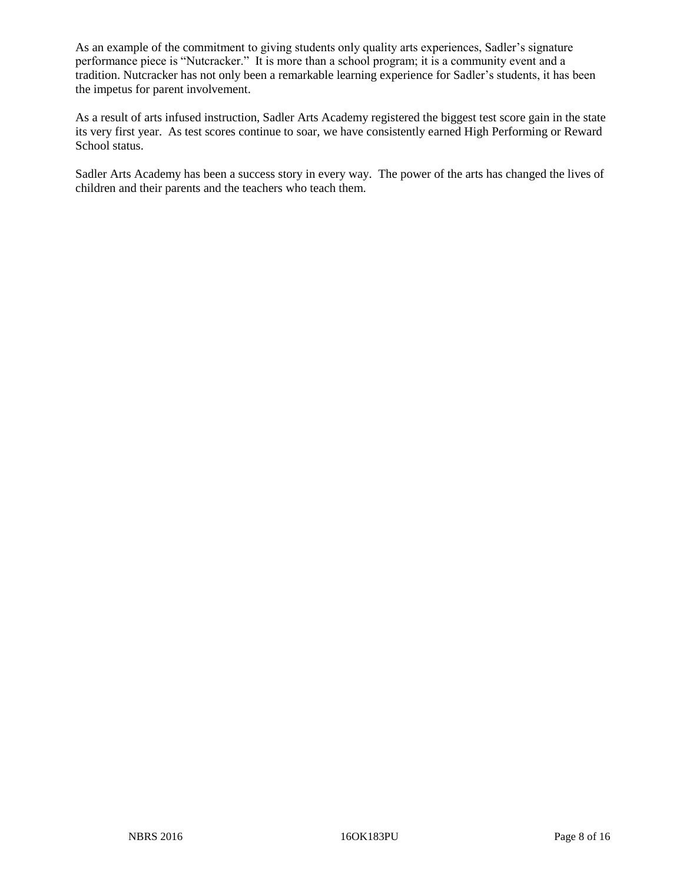As an example of the commitment to giving students only quality arts experiences, Sadler's signature performance piece is "Nutcracker." It is more than a school program; it is a community event and a tradition. Nutcracker has not only been a remarkable learning experience for Sadler's students, it has been the impetus for parent involvement.

As a result of arts infused instruction, Sadler Arts Academy registered the biggest test score gain in the state its very first year. As test scores continue to soar, we have consistently earned High Performing or Reward School status.

Sadler Arts Academy has been a success story in every way. The power of the arts has changed the lives of children and their parents and the teachers who teach them.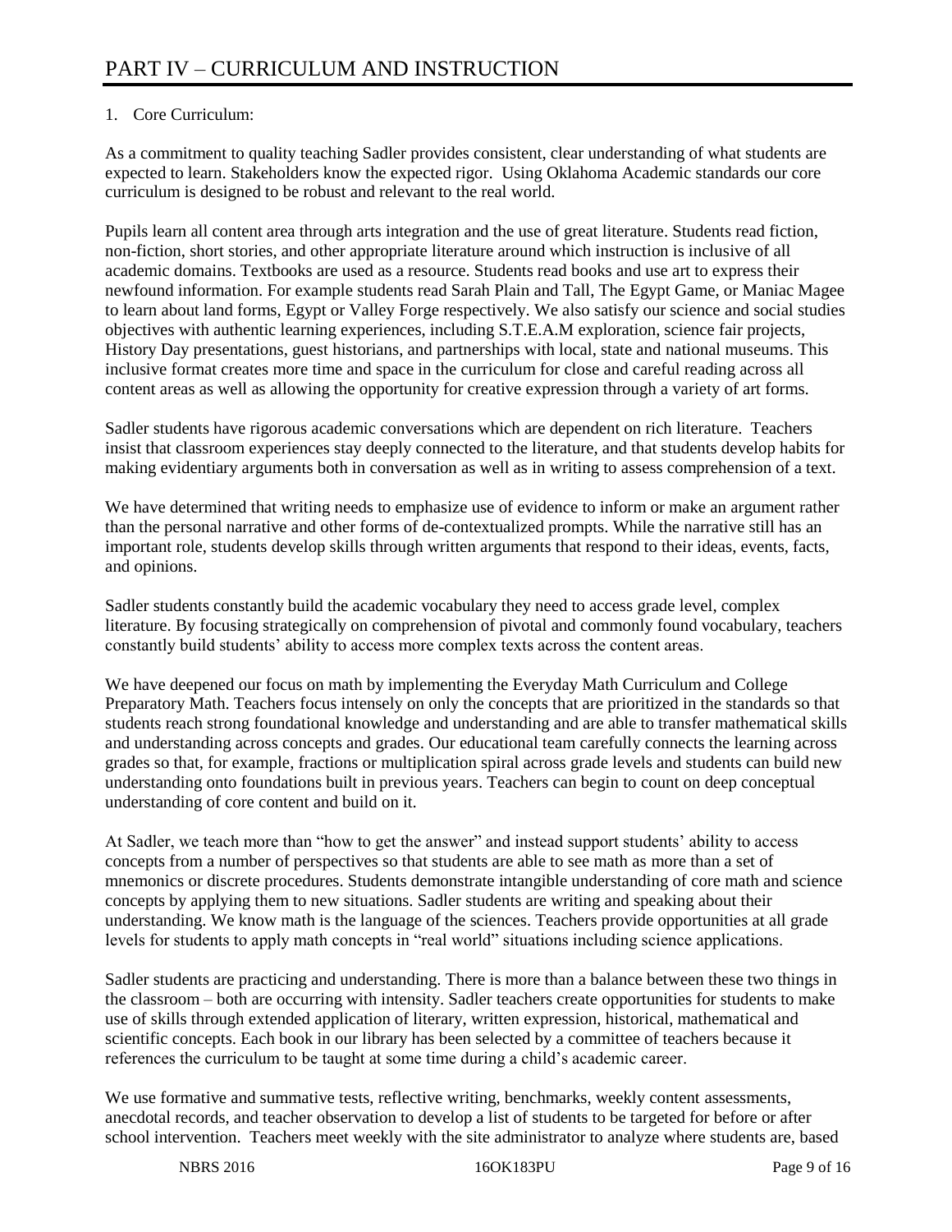# PART IV – CURRICULUM AND INSTRUCTION

1. Core Curriculum:

As a commitment to quality teaching Sadler provides consistent, clear understanding of what students are expected to learn. Stakeholders know the expected rigor. Using Oklahoma Academic standards our core curriculum is designed to be robust and relevant to the real world.

Pupils learn all content area through arts integration and the use of great literature. Students read fiction, non-fiction, short stories, and other appropriate literature around which instruction is inclusive of all academic domains. Textbooks are used as a resource. Students read books and use art to express their newfound information. For example students read Sarah Plain and Tall, The Egypt Game, or Maniac Magee to learn about land forms, Egypt or Valley Forge respectively. We also satisfy our science and social studies objectives with authentic learning experiences, including S.T.E.A.M exploration, science fair projects, History Day presentations, guest historians, and partnerships with local, state and national museums. This inclusive format creates more time and space in the curriculum for close and careful reading across all content areas as well as allowing the opportunity for creative expression through a variety of art forms.

Sadler students have rigorous academic conversations which are dependent on rich literature. Teachers insist that classroom experiences stay deeply connected to the literature, and that students develop habits for making evidentiary arguments both in conversation as well as in writing to assess comprehension of a text.

We have determined that writing needs to emphasize use of evidence to inform or make an argument rather than the personal narrative and other forms of de-contextualized prompts. While the narrative still has an important role, students develop skills through written arguments that respond to their ideas, events, facts, and opinions.

Sadler students constantly build the academic vocabulary they need to access grade level, complex literature. By focusing strategically on comprehension of pivotal and commonly found vocabulary, teachers constantly build students' ability to access more complex texts across the content areas.

We have deepened our focus on math by implementing the Everyday Math Curriculum and College Preparatory Math. Teachers focus intensely on only the concepts that are prioritized in the standards so that students reach strong foundational knowledge and understanding and are able to transfer mathematical skills and understanding across concepts and grades. Our educational team carefully connects the learning across grades so that, for example, fractions or multiplication spiral across grade levels and students can build new understanding onto foundations built in previous years. Teachers can begin to count on deep conceptual understanding of core content and build on it.

At Sadler, we teach more than "how to get the answer" and instead support students' ability to access concepts from a number of perspectives so that students are able to see math as more than a set of mnemonics or discrete procedures. Students demonstrate intangible understanding of core math and science concepts by applying them to new situations. Sadler students are writing and speaking about their understanding. We know math is the language of the sciences. Teachers provide opportunities at all grade levels for students to apply math concepts in "real world" situations including science applications.

Sadler students are practicing and understanding. There is more than a balance between these two things in the classroom – both are occurring with intensity. Sadler teachers create opportunities for students to make use of skills through extended application of literary, written expression, historical, mathematical and scientific concepts. Each book in our library has been selected by a committee of teachers because it references the curriculum to be taught at some time during a child's academic career.

We use formative and summative tests, reflective writing, benchmarks, weekly content assessments, anecdotal records, and teacher observation to develop a list of students to be targeted for before or after school intervention. Teachers meet weekly with the site administrator to analyze where students are, based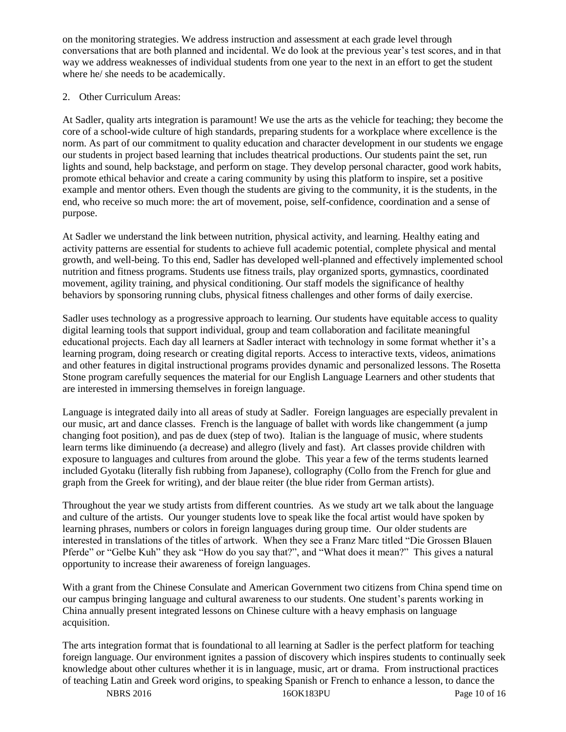on the monitoring strategies. We address instruction and assessment at each grade level through conversations that are both planned and incidental. We do look at the previous year's test scores, and in that way we address weaknesses of individual students from one year to the next in an effort to get the student where he/ she needs to be academically.

2. Other Curriculum Areas:

At Sadler, quality arts integration is paramount! We use the arts as the vehicle for teaching; they become the core of a school-wide culture of high standards, preparing students for a workplace where excellence is the norm. As part of our commitment to quality education and character development in our students we engage our students in project based learning that includes theatrical productions. Our students paint the set, run lights and sound, help backstage, and perform on stage. They develop personal character, good work habits, promote ethical behavior and create a caring community by using this platform to inspire, set a positive example and mentor others. Even though the students are giving to the community, it is the students, in the end, who receive so much more: the art of movement, poise, self-confidence, coordination and a sense of purpose.

At Sadler we understand the link between nutrition, physical activity, and learning. Healthy eating and activity patterns are essential for students to achieve full academic potential, complete physical and mental growth, and well-being. To this end, Sadler has developed well-planned and effectively implemented school nutrition and fitness programs. Students use fitness trails, play organized sports, gymnastics, coordinated movement, agility training, and physical conditioning. Our staff models the significance of healthy behaviors by sponsoring running clubs, physical fitness challenges and other forms of daily exercise.

Sadler uses technology as a progressive approach to learning. Our students have equitable access to quality digital learning tools that support individual, group and team collaboration and facilitate meaningful educational projects. Each day all learners at Sadler interact with technology in some format whether it's a learning program, doing research or creating digital reports. Access to interactive texts, videos, animations and other features in digital instructional programs provides dynamic and personalized lessons. The Rosetta Stone program carefully sequences the material for our English Language Learners and other students that are interested in immersing themselves in foreign language.

Language is integrated daily into all areas of study at Sadler. Foreign languages are especially prevalent in our music, art and dance classes. French is the language of ballet with words like changemment (a jump changing foot position), and pas de duex (step of two). Italian is the language of music, where students learn terms like diminuendo (a decrease) and allegro (lively and fast). Art classes provide children with exposure to languages and cultures from around the globe. This year a few of the terms students learned included Gyotaku (literally fish rubbing from Japanese), collography (Collo from the French for glue and graph from the Greek for writing), and der blaue reiter (the blue rider from German artists).

Throughout the year we study artists from different countries. As we study art we talk about the language and culture of the artists. Our younger students love to speak like the focal artist would have spoken by learning phrases, numbers or colors in foreign languages during group time. Our older students are interested in translations of the titles of artwork. When they see a Franz Marc titled "Die Grossen Blauen Pferde" or "Gelbe Kuh" they ask "How do you say that?", and "What does it mean?" This gives a natural opportunity to increase their awareness of foreign languages.

With a grant from the Chinese Consulate and American Government two citizens from China spend time on our campus bringing language and cultural awareness to our students. One student's parents working in China annually present integrated lessons on Chinese culture with a heavy emphasis on language acquisition.

The arts integration format that is foundational to all learning at Sadler is the perfect platform for teaching foreign language. Our environment ignites a passion of discovery which inspires students to continually seek knowledge about other cultures whether it is in language, music, art or drama. From instructional practices of teaching Latin and Greek word origins, to speaking Spanish or French to enhance a lesson, to dance the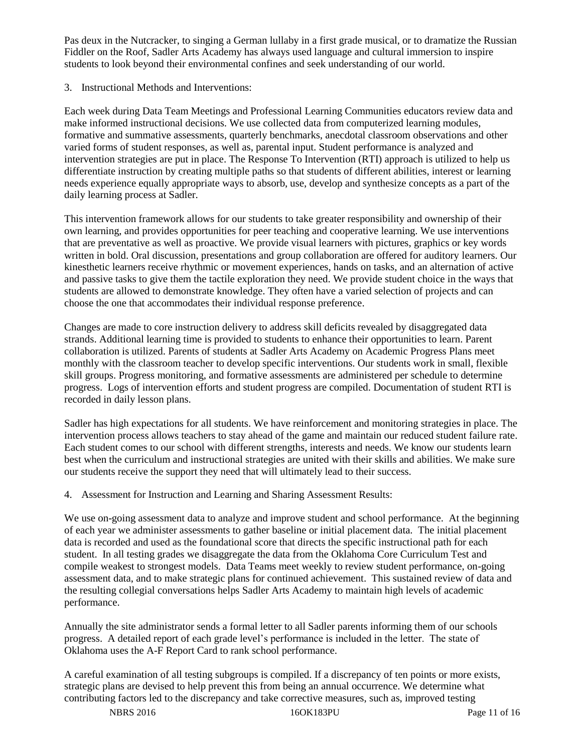Pas deux in the Nutcracker, to singing a German lullaby in a first grade musical, or to dramatize the Russian Fiddler on the Roof, Sadler Arts Academy has always used language and cultural immersion to inspire students to look beyond their environmental confines and seek understanding of our world.

3. Instructional Methods and Interventions:

Each week during Data Team Meetings and Professional Learning Communities educators review data and make informed instructional decisions. We use collected data from computerized learning modules, formative and summative assessments, quarterly benchmarks, anecdotal classroom observations and other varied forms of student responses, as well as, parental input. Student performance is analyzed and intervention strategies are put in place. The Response To Intervention (RTI) approach is utilized to help us differentiate instruction by creating multiple paths so that students of different abilities, interest or learning needs experience equally appropriate ways to absorb, use, develop and synthesize concepts as a part of the daily learning process at Sadler.

This intervention framework allows for our students to take greater responsibility and ownership of their own learning, and provides opportunities for peer teaching and cooperative learning. We use interventions that are preventative as well as proactive. We provide visual learners with pictures, graphics or key words written in bold. Oral discussion, presentations and group collaboration are offered for auditory learners. Our kinesthetic learners receive rhythmic or movement experiences, hands on tasks, and an alternation of active and passive tasks to give them the tactile exploration they need. We provide student choice in the ways that students are allowed to demonstrate knowledge. They often have a varied selection of projects and can choose the one that accommodates their individual response preference.

Changes are made to core instruction delivery to address skill deficits revealed by disaggregated data strands. Additional learning time is provided to students to enhance their opportunities to learn. Parent collaboration is utilized. Parents of students at Sadler Arts Academy on Academic Progress Plans meet monthly with the classroom teacher to develop specific interventions. Our students work in small, flexible skill groups. Progress monitoring, and formative assessments are administered per schedule to determine progress. Logs of intervention efforts and student progress are compiled. Documentation of student RTI is recorded in daily lesson plans.

Sadler has high expectations for all students. We have reinforcement and monitoring strategies in place. The intervention process allows teachers to stay ahead of the game and maintain our reduced student failure rate. Each student comes to our school with different strengths, interests and needs. We know our students learn best when the curriculum and instructional strategies are united with their skills and abilities. We make sure our students receive the support they need that will ultimately lead to their success.

4. Assessment for Instruction and Learning and Sharing Assessment Results:

We use on-going assessment data to analyze and improve student and school performance. At the beginning of each year we administer assessments to gather baseline or initial placement data. The initial placement data is recorded and used as the foundational score that directs the specific instructional path for each student. In all testing grades we disaggregate the data from the Oklahoma Core Curriculum Test and compile weakest to strongest models. Data Teams meet weekly to review student performance, on-going assessment data, and to make strategic plans for continued achievement. This sustained review of data and the resulting collegial conversations helps Sadler Arts Academy to maintain high levels of academic performance.

Annually the site administrator sends a formal letter to all Sadler parents informing them of our schools progress. A detailed report of each grade level's performance is included in the letter. The state of Oklahoma uses the A-F Report Card to rank school performance.

A careful examination of all testing subgroups is compiled. If a discrepancy of ten points or more exists, strategic plans are devised to help prevent this from being an annual occurrence. We determine what contributing factors led to the discrepancy and take corrective measures, such as, improved testing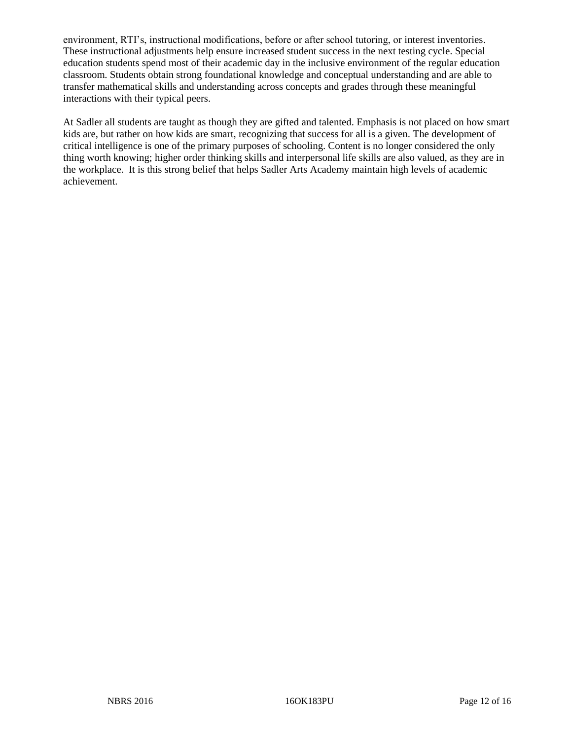environment, RTI's, instructional modifications, before or after school tutoring, or interest inventories. These instructional adjustments help ensure increased student success in the next testing cycle. Special education students spend most of their academic day in the inclusive environment of the regular education classroom. Students obtain strong foundational knowledge and conceptual understanding and are able to transfer mathematical skills and understanding across concepts and grades through these meaningful interactions with their typical peers.

At Sadler all students are taught as though they are gifted and talented. Emphasis is not placed on how smart kids are, but rather on how kids are smart, recognizing that success for all is a given. The development of critical intelligence is one of the primary purposes of schooling. Content is no longer considered the only thing worth knowing; higher order thinking skills and interpersonal life skills are also valued, as they are in the workplace. It is this strong belief that helps Sadler Arts Academy maintain high levels of academic achievement.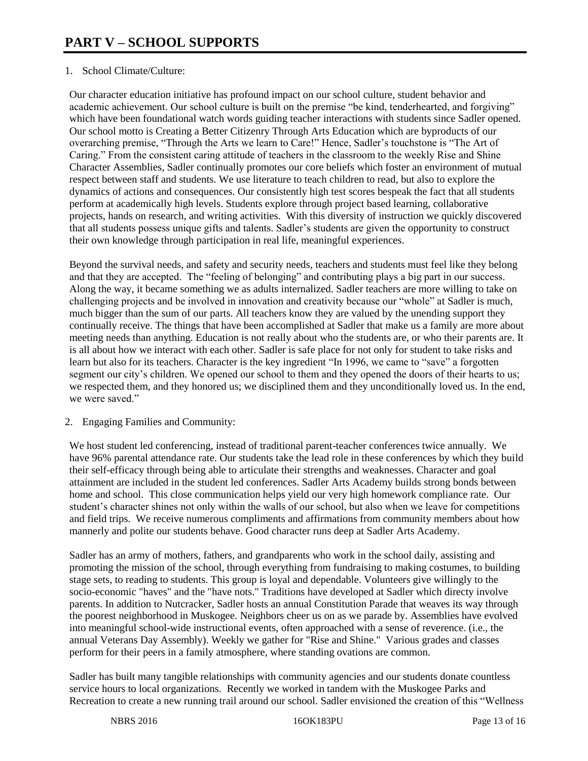# PART V – SCHOOL SUPPORTS

1. School Climate/Culture:

Our character education initiative has profound impact on our school culture, student behavior and academic achievement. Our school culture is built on the premise "be kind, tenderhearted, and forgiving" which have been foundational watch words guiding teacher interactions with students since Sadler opened. Our school motto is Creating a Better Citizenry Through Arts Education which are byproducts of our overarching premise, "Through the Arts we learn to Care!" Hence, Sadler's touchstone is "The Art of Caring." From the consistent caring attitude of teachers in the classroom to the weekly Rise and Shine Character Assemblies, Sadler continually promotes our core beliefs which foster an environment of mutual respect between staff and students. We use literature to teach children to read, but also to explore the dynamics of actions and consequences. Our consistently high test scores bespeak the fact that all students perform at academically high levels. Students explore through project based learning, collaborative projects, hands on research, and writing activities. With this diversity of instruction we quickly discovered that all students possess unique gifts and talents. Sadler's students are given the opportunity to construct their own knowledge through participation in real life, meaningful experiences.

Beyond the survival needs, and safety and security needs, teachers and students must feel like they belong and that they are accepted. The "feeling of belonging" and contributing plays a big part in our success. Along the way, it became something we as adults internalized. Sadler teachers are more willing to take on challenging projects and be involved in innovation and creativity because our "whole" at Sadler is much, much bigger than the sum of our parts. All teachers know they are valued by the unending support they continually receive. The things that have been accomplished at Sadler that make us a family are more about meeting needs than anything. Education is not really about who the students are, or who their parents are. It is all about how we interact with each other. Sadler is safe place for not only for student to take risks and learn but also for its teachers. Character is the key ingredient "In 1996, we came to "save" a forgotten segment our city's children. We opened our school to them and they opened the doors of their hearts to us; we respected them, and they honored us; we disciplined them and they unconditionally loved us. In the end, we were saved."

2. Engaging Families and Community:

We host student led conferencing, instead of traditional parent-teacher conferences twice annually. We have 96% parental attendance rate. Our students take the lead role in these conferences by which they build their self-efficacy through being able to articulate their strengths and weaknesses. Character and goal attainment are included in the student led conferences. Sadler Arts Academy builds strong bonds between home and school. This close communication helps yield our very high homework compliance rate. Our student's character shines not only within the walls of our school, but also when we leave for competitions and field trips. We receive numerous compliments and affirmations from community members about how mannerly and polite our students behave. Good character runs deep at Sadler Arts Academy.

Sadler has an army of mothers, fathers, and grandparents who work in the school daily, assisting and promoting the mission of the school, through everything from fundraising to making costumes, to building stage sets, to reading to students. This group is loyal and dependable. Volunteers give willingly to the socio-economic "haves" and the "have nots." Traditions have developed at Sadler which directy involve parents. In addition to Nutcracker, Sadler hosts an annual Constitution Parade that weaves its way through the poorest neighborhood in Muskogee. Neighbors cheer us on as we parade by. Assemblies have evolved into meaningful school-wide instructional events, often approached with a sense of reverence. (i.e., the annual Veterans Day Assembly). Weekly we gather for "Rise and Shine." Various grades and classes perform for their peers in a family atmosphere, where standing ovations are common.

Sadler has built many tangible relationships with community agencies and our students donate countless service hours to local organizations. Recently we worked in tandem with the Muskogee Parks and Recreation to create a new running trail around our school. Sadler envisioned the creation of this "Wellness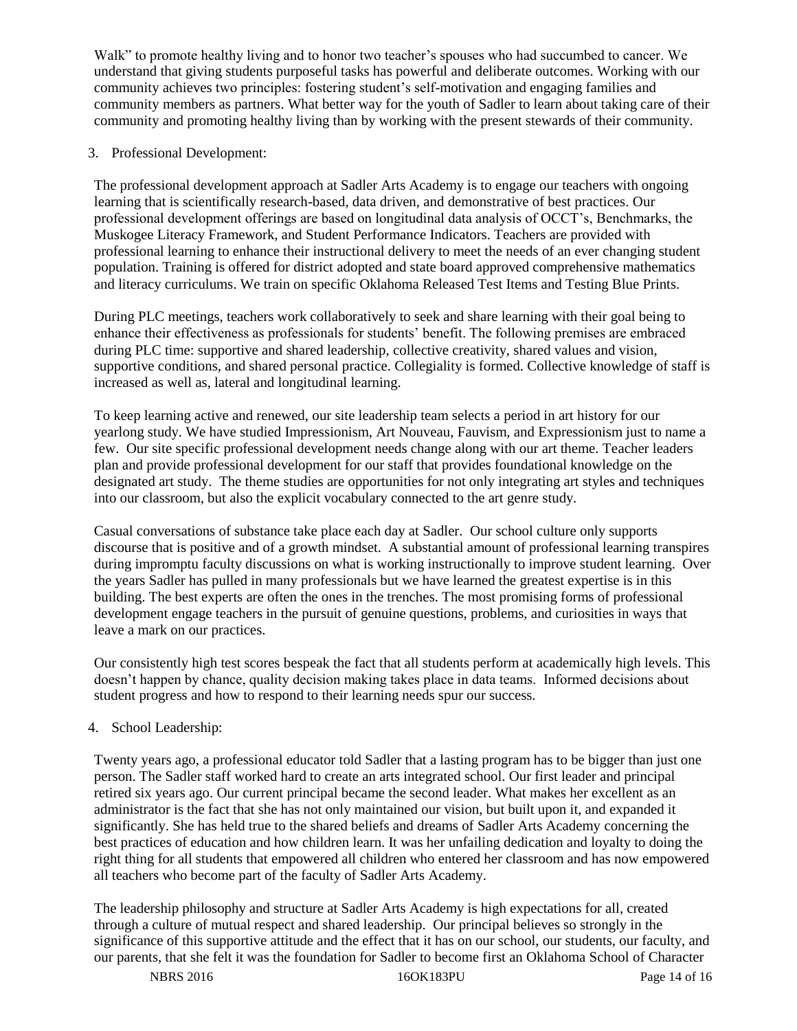Walk" to promote healthy living and to honor two teacher's spouses who had succumbed to cancer. We understand that giving students purposeful tasks has powerful and deliberate outcomes. Working with our community achieves two principles: fostering student's self-motivation and engaging families and community members as partners. What better way for the youth of Sadler to learn about taking care of their community and promoting healthy living than by working with the present stewards of their community.

3. Professional Development:

The professional development approach at Sadler Arts Academy is to engage our teachers with ongoing learning that is scientifically research-based, data driven, and demonstrative of best practices. Our professional development offerings are based on longitudinal data analysis of OCCT's, Benchmarks, the Muskogee Literacy Framework, and Student Performance Indicators. Teachers are provided with professional learning to enhance their instructional delivery to meet the needs of an ever changing student population. Training is offered for district adopted and state board approved comprehensive mathematics and literacy curriculums. We train on specific Oklahoma Released Test Items and Testing Blue Prints.

During PLC meetings, teachers work collaboratively to seek and share learning with their goal being to enhance their effectiveness as professionals for students' benefit. The following premises are embraced during PLC time: supportive and shared leadership, collective creativity, shared values and vision, supportive conditions, and shared personal practice. Collegiality is formed. Collective knowledge of staff is increased as well as, lateral and longitudinal learning.

To keep learning active and renewed, our site leadership team selects a period in art history for our yearlong study. We have studied Impressionism, Art Nouveau, Fauvism, and Expressionism just to name a few. Our site specific professional development needs change along with our art theme. Teacher leaders plan and provide professional development for our staff that provides foundational knowledge on the designated art study. The theme studies are opportunities for not only integrating art styles and techniques into our classroom, but also the explicit vocabulary connected to the art genre study.

Casual conversations of substance take place each day at Sadler. Our school culture only supports discourse that is positive and of a growth mindset. A substantial amount of professional learning transpires during impromptu faculty discussions on what is working instructionally to improve student learning. Over the years Sadler has pulled in many professionals but we have learned the greatest expertise is in this building. The best experts are often the ones in the trenches. The most promising forms of professional development engage teachers in the pursuit of genuine questions, problems, and curiosities in ways that leave a mark on our practices.

Our consistently high test scores bespeak the fact that all students perform at academically high levels. This doesn't happen by chance, quality decision making takes place in data teams. Informed decisions about student progress and how to respond to their learning needs spur our success.

4. School Leadership:

Twenty years ago, a professional educator told Sadler that a lasting program has to be bigger than just one person. The Sadler staff worked hard to create an arts integrated school. Our first leader and principal retired six years ago. Our current principal became the second leader. What makes her excellent as an administrator is the fact that she has not only maintained our vision, but built upon it, and expanded it significantly. She has held true to the shared beliefs and dreams of Sadler Arts Academy concerning the best practices of education and how children learn. It was her unfailing dedication and loyalty to doing the right thing for all students that empowered all children who entered her classroom and has now empowered all teachers who become part of the faculty of Sadler Arts Academy.

The leadership philosophy and structure at Sadler Arts Academy is high expectations for all, created through a culture of mutual respect and shared leadership. Our principal believes so strongly in the significance of this supportive attitude and the effect that it has on our school, our students, our faculty, and our parents, that she felt it was the foundation for Sadler to become first an Oklahoma School of Character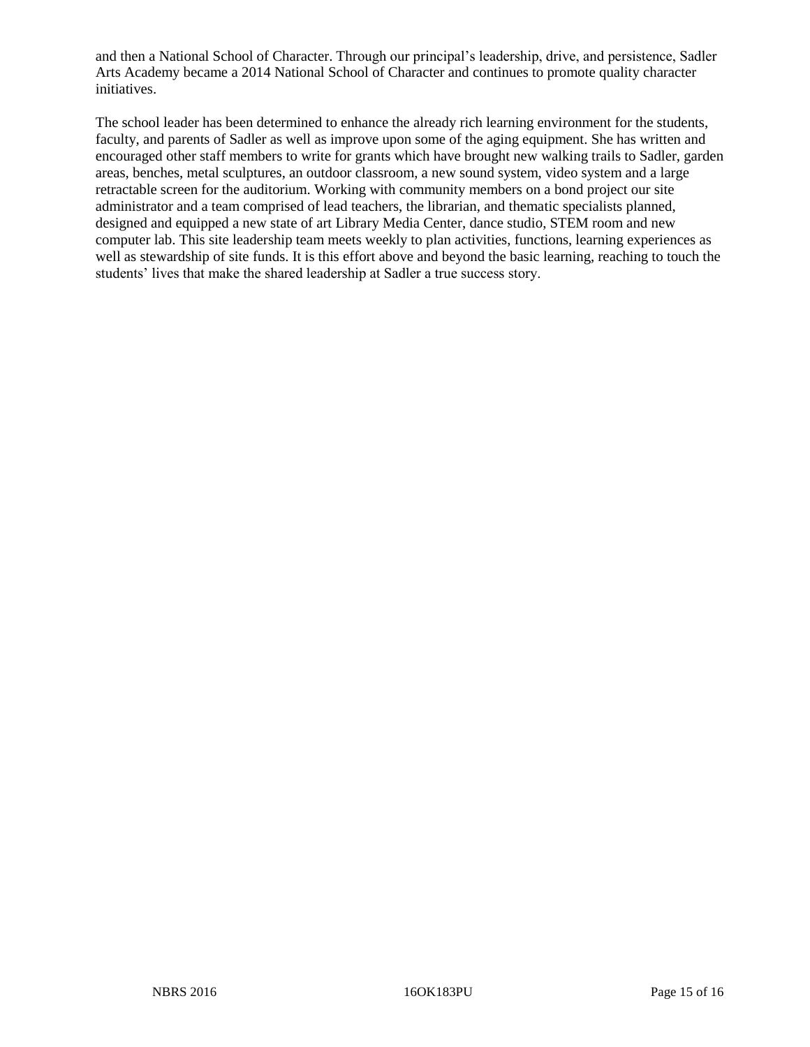and then a National School of Character. Through our principal's leadership, drive, and persistence, Sadler Arts Academy became a 2014 National School of Character and continues to promote quality character initiatives.

The school leader has been determined to enhance the already rich learning environment for the students, faculty, and parents of Sadler as well as improve upon some of the aging equipment. She has written and encouraged other staff members to write for grants which have brought new walking trails to Sadler, garden areas, benches, metal sculptures, an outdoor classroom, a new sound system, video system and a large retractable screen for the auditorium. Working with community members on a bond project our site administrator and a team comprised of lead teachers, the librarian, and thematic specialists planned, designed and equipped a new state of art Library Media Center, dance studio, STEM room and new computer lab. This site leadership team meets weekly to plan activities, functions, learning experiences as well as stewardship of site funds. It is this effort above and beyond the basic learning, reaching to touch the students' lives that make the shared leadership at Sadler a true success story.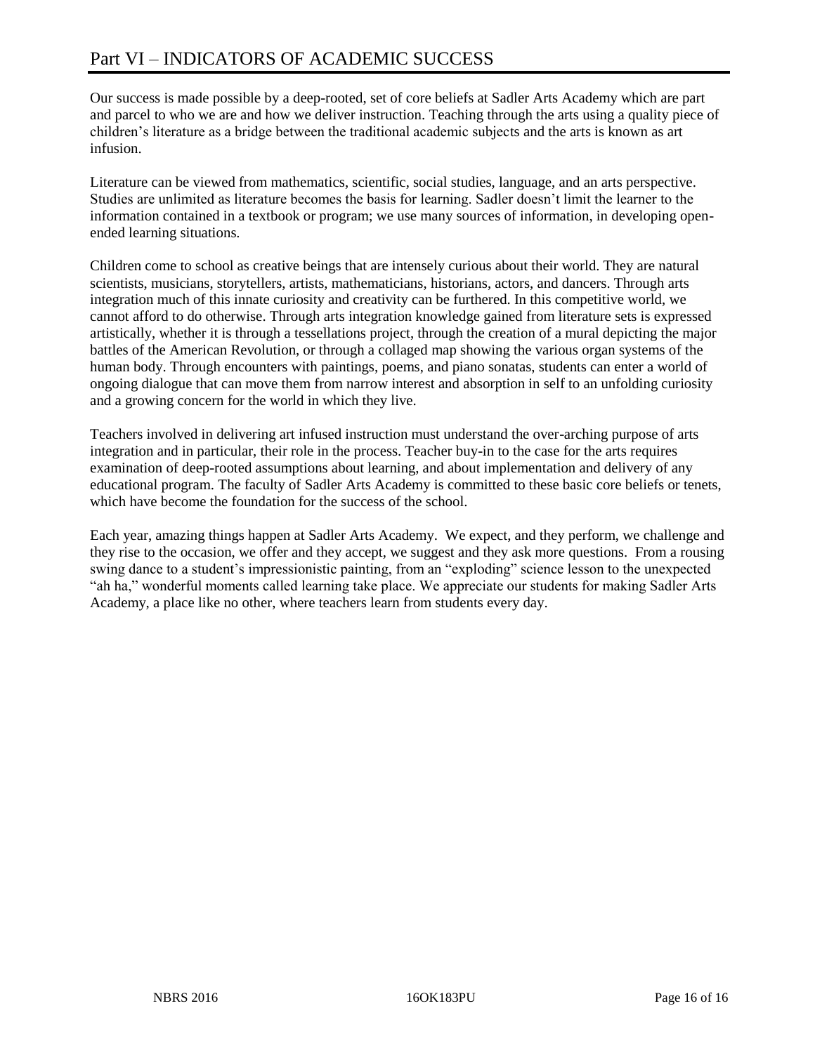# Part VI – INDICATORS OF ACADEMIC SUCCESS

Our success is made possible by a deep-rooted, set of core beliefs at Sadler Arts Academy which are part and parcel to who we are and how we deliver instruction. Teaching through the arts using a quality piece of children's literature as a bridge between the traditional academic subjects and the arts is known as art infusion.

Literature can be viewed from mathematics, scientific, social studies, language, and an arts perspective. Studies are unlimited as literature becomes the basis for learning. Sadler doesn't limit the learner to the information contained in a textbook or program; we use many sources of information, in developing open-ended learning situations.

Children come to school as creative beings that are intensely curious about their world. They are natural scientists, musicians, storytellers, artists, mathematicians, historians, actors, and dancers. Through arts integration much of this innate curiosity and creativity can be furthered. In this competitive world, we cannot afford to do otherwise. Through arts integration knowledge gained from literature sets is expressed artistically, whether it is through a tessellations project, through the creation of a mural depicting the major battles of the American Revolution, or through a collaged map showing the various organ systems of the human body. Through encounters with paintings, poems, and piano sonatas, students can enter a world of ongoing dialogue that can move them from narrow interest and absorption in self to an unfolding curiosity and a growing concern for the world in which they live.

Teachers involved in delivering art infused instruction must understand the over-arching purpose of arts integration and in particular, their role in the process. Teacher buy-in to the case for the arts requires examination of deep-rooted assumptions about learning, and about implementation and delivery of any educational program. The faculty of Sadler Arts Academy is committed to these basic core beliefs or tenets, which have become the foundation for the success of the school.

Each year, amazing things happen at Sadler Arts Academy. We expect, and they perform, we challenge and they rise to the occasion, we offer and they accept, we suggest and they ask more questions. From a rousing swing dance to a student's impressionistic painting, from an "exploding" science lesson to the unexpected "ah ha," wonderful moments called learning take place. We appreciate our students for making Sadler Arts Academy, a place like no other, where teachers learn from students every day.